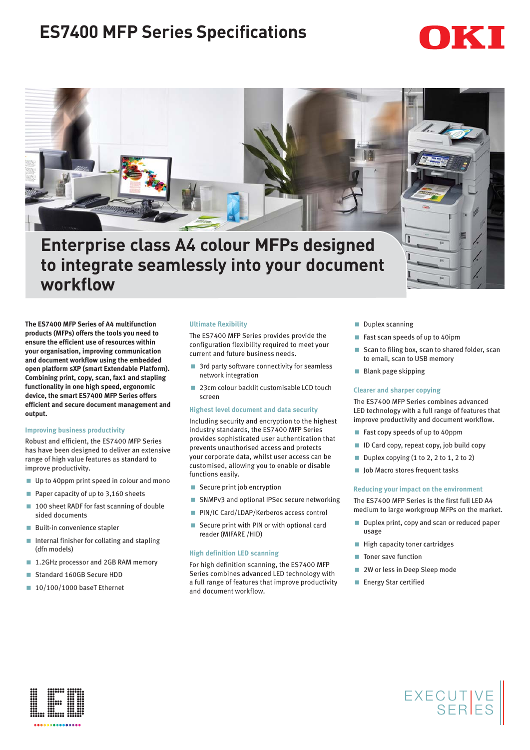# ES7400 MFP Series Specifications

## Enterprise class A4 colour MFPs designed to integrate seamlessly into your document workflow

**The ES7400 MFP Series of A4 multifunction products (MFPs) offers the tools you need to ensure the efficient use of resources within your organisation, improving communication and document workflow using the embedded open platform sXP (smart Extendable Platform). Combining print, copy, scan, fax1 and stapling functionality in one high speed, ergonomic device, the smart ES7400 MFP Series offers efficient and secure document management and output.**

### Improving business productivity

Robust and efficient, the ES7400 MFP Series has been designed to deliver an extensive range of high value features as standard to improve productivity.

- Up to 40ppm print speed in colour and mono
- Paper capacity of up to 3,160 sheets
- 100 sheet RADF for fast scanning of double sided documents
- Built-in convenience stapler
- Internal finisher for collating and stapling (dfn models)
- 1.2GHz processor and 2GB RAM memory
- Standard 160GB Secure HDD
- 10/100/1000 baseT Ethernet

### Ultimate flexibility

The ES7400 MFP Series provides provide the configuration flexibility required to meet your current and future business needs.

- 3rd party software connectivity for seamless network integration
- 23cm colour backlit customisable LCD touch screen

### Highest level document and data security

Including security and encryption to the highest industry standards, the ES7400 MFP Series provides sophisticated user authentication that prevents unauthorised access and protects your corporate data, whilst user access can be customised, allowing you to enable or disable functions easily.

- Secure print job encryption
- SNMPv3 and optional IPSec secure networking
- PIN/IC Card/LDAP/Kerberos access control
- Secure print with PIN or with optional card reader (MIFARE /HID)

### High definition LED scanning

For high definition scanning, the ES7400 MFP Series combines advanced LED technology with a full range of features that improve productivity and document workflow.

- Duplex scanning
- Fast scan speeds of up to 40ipm
- Scan to filing box, scan to shared folder, scan to email, scan to USB memory
- Blank page skipping

### Clearer and sharper copying

The ES7400 MFP Series combines advanced LED technology with a full range of features that improve productivity and document workflow.

- Fast copy speeds of up to 40ppm
- ID Card copy, repeat copy, job build copy
- Duplex copying (1 to 2, 2 to 1, 2 to 2)
- Job Macro stores frequent tasks

### Reducing your impact on the environment

The ES7400 MFP Series is the first full LED A4 medium to large workgroup MFPs on the market.

- Duplex print, copy and scan or reduced paper usage
- High capacity toner cartridges
- Toner save function
- 2W or less in Deep Sleep mode
- Energy Star certified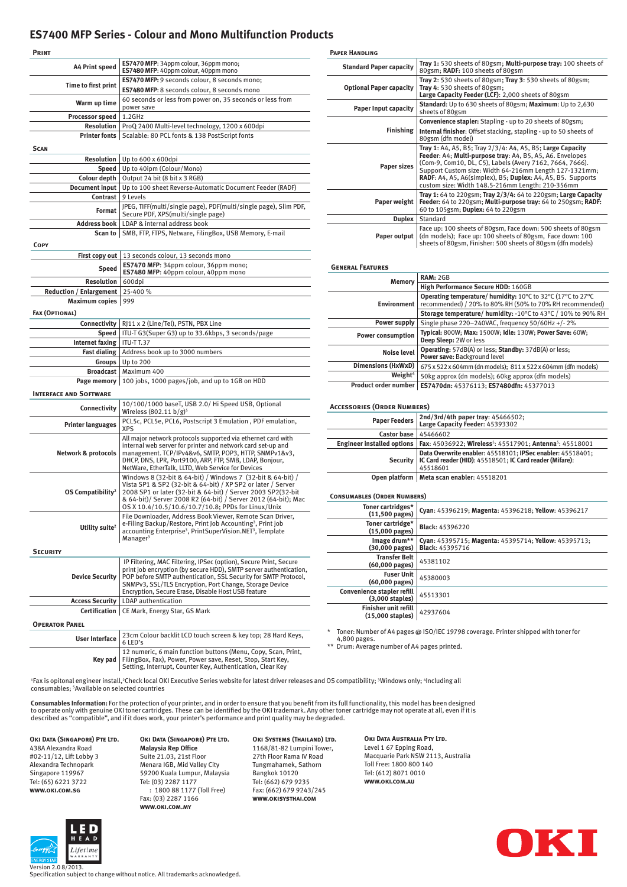# ES7400 MFP Series - Colour and Mono Multifunction Products

## Print

| | |
|---|---|
| A4 Print speed | **ES7470 MFP**: 34ppm colour, 36ppm mono; **ES7480 MFP**: 40ppm colour, 40ppm mono |
| Time to first print | **ES7470 MFP:** 9 seconds colour, 8 seconds mono; **ES7480 MFP:** 8 seconds colour, 8 seconds mono |
| Warm up time | 60 seconds or less from power on, 35 seconds or less from power save |
| Processor speed | 1.2GHz |
| Resolution | ProQ 2400 Multi-level technology, 1200 x 600dpi |
| Printer fonts | Scalable: 80 PCL fonts & 138 PostScript fonts |

## Scan

| | |
|---|---|
| Resolution | Up to 600 x 600dpi |
| Speed | Up to 40ipm (Colour/Mono) |
| Colour depth | Output 24 bit (8 bit x 3 RGB) |
| Document input | Up to 100 sheet Reverse-Automatic Document Feeder (RADF) |
| Contrast | 9 Levels |
| Format | JPEG, TIFF(multi/single page), PDF(multi/single page), Slim PDF, Secure PDF, XPS(multi/single page) |
| Address book | LDAP & internal address book |
| Scan to | SMB, FTP, FTPS, Netware, FilingBox, USB Memory, E-mail |

## Copy

| | |
|---|---|
| First copy out | 13 seconds colour, 13 seconds mono |
| Speed | **ES7470 MFP**: 34ppm colour, 36ppm mono; **ES7480 MFP**: 40ppm colour, 40ppm mono |
| Resolution | 600dpi |
| Reduction / Enlargement | 25-400 % |
| Maximum copies | 999 |

## Fax (Optional)

| | |
|---|---|
| Connectivity | RJ11 x 2 (Line/Tel), PSTN, PBX Line |
| Speed | ITU-T G3(Super G3) up to 33.6kbps, 3 seconds/page |
| Internet faxing | ITU-T T.37 |
| Fast dialing | Address book up to 3000 numbers |
| Groups | Up to 200 |
| Broadcast | Maximum 400 |
| Page memory | 100 jobs, 1000 pages/job, and up to 1GB on HDD |

## Interface and Software

| | |
|---|---|
| Connectivity | 10/100/1000 baseT, USB 2.0/ Hi Speed USB, Optional Wireless (802.11 b/g)[5] |
| Printer languages | PCL5c, PCL5e, PCL6, Postscript 3 Emulation , PDF emulation, XPS |
| Network & protocols | All major network protocols supported via ethernet card with internal web server for printer and network card set-up and management. TCP/IPv4&v6, SMTP, POP3, HTTP, SNMPv1&v3, DHCP, DNS, LPR, Port9100, ARP, FTP, SMB, LDAP, Bonjour, NetWare, EtherTalk, LLTD, Web Service for Devices |
| OS Compatibility[2] | Windows 8 (32-bit & 64-bit) / Windows 7 (32-bit & 64-bit) / Vista SP1 & SP2 (32-bit & 64-bit) / XP SP2 or later / Server 2008 SP1 or later (32-bit & 64-bit) / Server 2003 SP2(32-bit & 64-bit)/ Server 2008 R2 (64-bit) / Server 2012 (64-bit); Mac OS X 10.4/10.5/10.6/10.7/10.8; PPDs for Linux/Unix |
| Utility suite[2] | File Downloader, Address Book Manager, Remote Scan Driver, e-Filing Backup/Restore, Print Job Accounting[3], Print job accounting Enterprise[3], PrintSuperVision.NET[3], Template Manager[3] |

## Security

| | |
|---|---|
| Device Security | IP Filtering, MAC Filtering, IPSec (option), Secure Print, Secure print job encryption (by secure HDD), SMTP server authentication, POP before SMTP authentication, SSL Security for SMTP Protocol, SNMPv3, SSL/TLS Encryption, Port Change, Storage Device Encryption, Secure Erase, Disable Host USB feature |
| Access Security | LDAP authentication |
| Certification | CE Mark, Energy Star, GS Mark |

## Operator Panel

| | |
|---|---|
| User Interface | 23cm Colour backlit LCD touch screen & key top; 28 Hard Keys, 6 LED's |
| Key pad | 12 numeric, 6 main function buttons (Menu, Copy, Scan, Print, FilingBox, Fax), Power, Power save, Reset, Stop, Start Key, Setting, Interrupt, Counter Key, Authentication, Clear Key |

## Paper Handling

| | |
|---|---|
| Standard Paper capacity | **Tray 1:** 530 sheets of 80gsm; **Multi-purpose tray:** 100 sheets of 80gsm; **RADF:** 100 sheets of 80gsm |
| Optional Paper capacity | **Tray 2**: 530 sheets of 80gsm; **Tray 3**: 530 sheets of 80gsm; **Tray 4**: 530 sheets of 80gsm; **Large Capacity Feeder (LCF)**: 2,000 sheets of 80gsm |
| Paper Input capacity | **Standard**: Up to 630 sheets of 80gsm; **Maximum**: Up to 2,630 sheets of 80gsm |
| Finishing | **Convenience stapler:** Stapling - up to 20 sheets of 80gsm; **Internal finisher**: Offset stacking, stapling - up to 50 sheets of 80gsm (dfn model) |
| Paper sizes | **Tray 1**: A4, A5, B5; Tray 2/3/4: A4, A5, B5; **Large Capacity Feeder**: A4; **Multi-purpose tray**: A4, B5, A5, A6. Envelopes (Com-9, Com10, DL, C5), Labels (Avery 7162, 7664, 7666). Support Custom size: Width 64-216mm Length 127-1321mm; **RADF**: A4, A5, A6(simplex), B5; **Duplex**: A4, A5, B5. Supports custom size: Width 148.5-216mm Length: 210-356mm |
| Paper weight | **Tray 1:** 64 to 220gsm; **Tray 2/3/4:** 64 to 220gsm; **Large Capacity Feeder:** 64 to 220gsm; **Multi-purpose tray:** 64 to 250gsm; **RADF:** 60 to 105gsm; **Duplex:** 64 to 220gsm |
| Duplex | Standard |
| Paper output | Face up: 100 sheets of 80gsm, Face down: 500 sheets of 80gsm (dn models); Face up: 100 sheets of 80gsm, Face down: 100 sheets of 80gsm, Finisher: 500 sheets of 80gsm (dfn models) |

## General Features

| | |
|---|---|
| Memory | **RAM:** 2GB; **High Performance Secure HDD:** 160GB |
| Environment | **Operating temperature/ humidity:** 10°C to 32°C (17°C to 27°C recommended) / 20% to 80% RH (50% to 70% RH recommended); **Storage temperature/ humidity:** -10°C to 43°C / 10% to 90% RH |
| Power supply | Single phase 220–240VAC, frequency 50/60Hz +/- 2% |
| Power consumption | **Typical:** 800W; **Max:** 1500W; **Idle:** 130W; **Power Save:** 60W; **Deep Sleep:** 2W or less |
| Noise level | **Operating:** 57dB(A) or less; **Standby:** 37dB(A) or less; **Power save:** Background level |
| Dimensions (HxWxD) | 675 x 522 x 604mm (dn models); 811 x 522 x 604mm (dfn models) |
| Weight[4] | 50kg approx (dn models); 60kg approx (dfn models) |
| Product order number | **ES7470dn:** 45376113; **ES7480dfn:** 45377013 |

## Accessories (Order Numbers)

| | |
|---|---|
| Paper Feeders | **2nd/3rd/4th paper tray**: 45466502; **Large Capacity Feeder**: 45393302 |
| Castor base | 45466602 |
| Engineer installed options | **Fax**: 45036922; **Wireless**[5]: 45517901; **Antenna**[5]: 45518001 |
| Security | **Data Overwrite enabler**: 45518101; **IPSec enabler**: 45518401; **IC Card reader (HID)**: 45518501; **IC Card reader (Mifare)**: 45518601 |
| Open platform | **Meta scan enabler**: 45518201 |

## Consumables (Order Numbers)

| | |
|---|---|
| Toner cartridges* (11,500 pages) | **Cyan**: 45396219; **Magenta**: 45396218; **Yellow**: 45396217 |
| Toner cartridge* (15,000 pages) | **Black**: 45396220 |
| Image drum** (30,000 pages) | **Cyan**: 45395715; **Magenta**: 45395714; **Yellow**: 45395713; **Black**: 45395716 |
| Transfer Belt (60,000 pages) | 45381102 |
| Fuser Unit (60,000 pages) | 45380003 |
| Convenience stapler refill (3,000 staples) | 45513301 |
| Finisher unit refill (15,000 staples) | 42937604 |

\* Toner: Number of A4 pages @ ISO/IEC 19798 coverage. Printer shipped with toner for 4,800 pages.
\** Drum: Average number of A4 pages printed.

[1]Fax is opitonal engineer install, [2]Check local OKI Executive Series website for latest driver releases and OS compatibility; [3]Windows only; [4]Including all consumables; [5]Available on selected countries

**Consumables Information:** For the protection of your printer, and in order to ensure that you benefit from its full functionality, this model has been designed to operate only with genuine OKI toner cartridges. These can be identified by the OKI trademark. Any other toner cartridge may not operate at all, even if it is described as "compatible", and if it does work, your printer's performance and print quality may be degraded.

**Oki Data (Singapore) Pte Ltd.**
438A Alexandra Road
#02-11/12, Lift Lobby 3
Alexandra Technopark
Singapore 119967
Tel: (65) 6221 3722
**www.oki.com.sg**

**Oki Data (Singapore) Pte Ltd.**
**Malaysia Rep Office**
Suite 21.03, 21st Floor
Menara IGB, Mid Valley City
59200 Kuala Lumpur, Malaysia
Tel: (03) 2287 1177
: 1800 88 1177 (Toll Free)
Fax: (03) 2287 1166
**www.oki.com.my**

**Oki Systems (Thailand) Ltd.**
1168/81-82 Lumpini Tower,
27th Floor Rama IV Road
Tungmahamek, Sathorn
Bangkok 10120
Tel: (662) 679 9235
Fax: (662) 679 9243/245
**www.okisysthai.com**

**Oki Data Australia Pty Ltd.**
Level 1 67 Epping Road,
Macquarie Park NSW 2113, Australia
Toll Free: 1800 800 140
Tel: (612) 8071 0010
**www.oki.com.au**

LED HEAD Lifetime WARRANTY

OKI

Version 2.0 8/2013.
Specification subject to change without notice. All trademarks acknowledged.